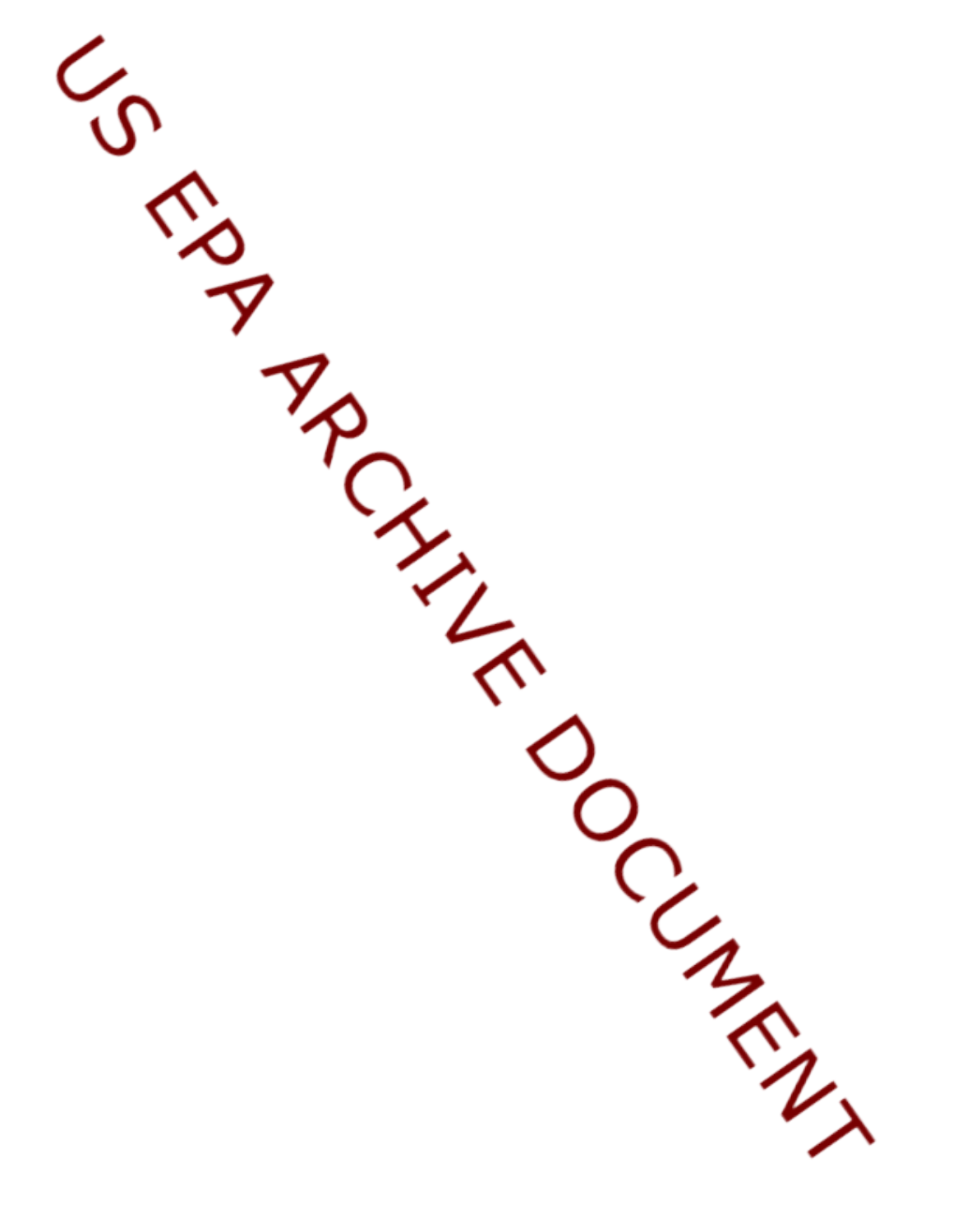US EPA ARCHIVE DOCUMENT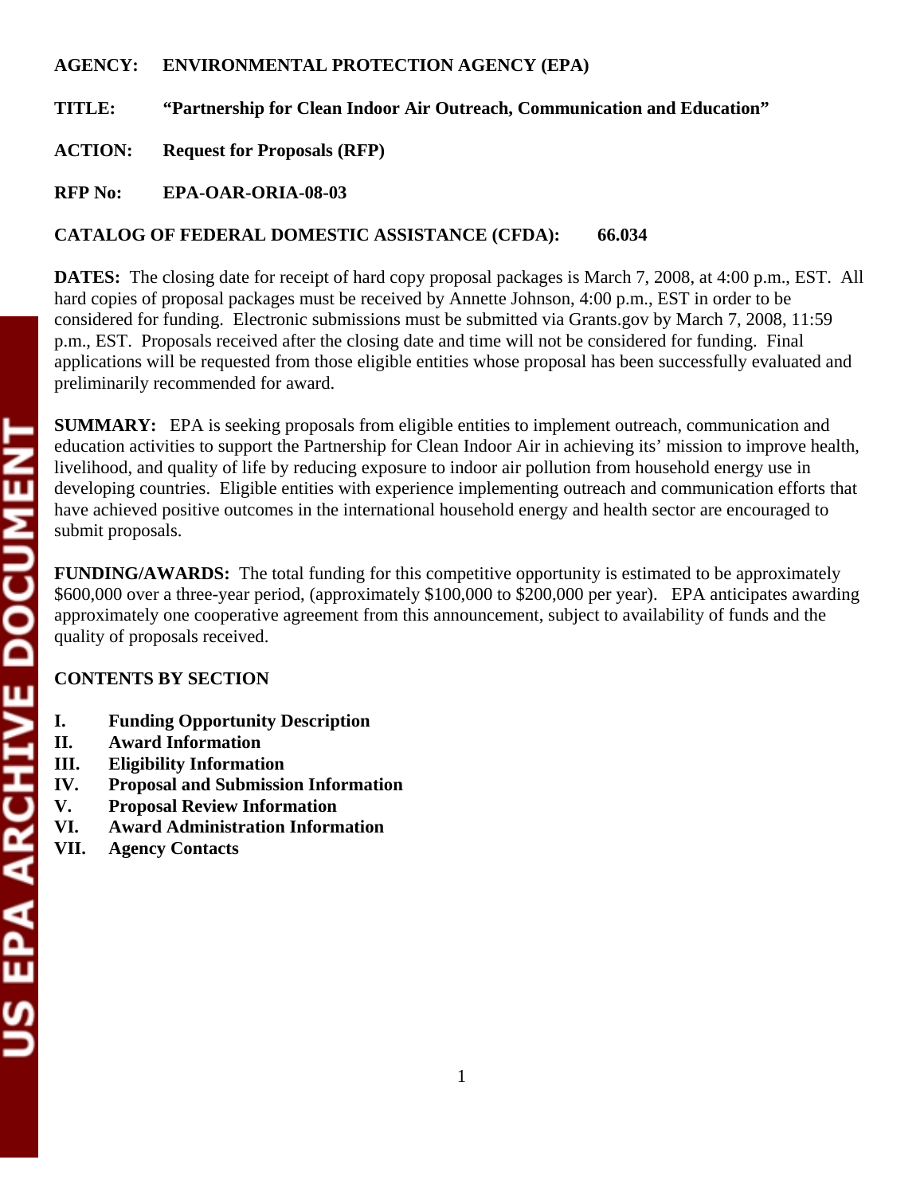**AGENCY:** **ENVIRONMENTAL PROTECTION AGENCY (EPA)**

**TITLE:** **"Partnership for Clean Indoor Air Outreach, Communication and Education"**

**ACTION:** **Request for Proposals (RFP)**

**RFP No:** **EPA-OAR-ORIA-08-03**

**CATALOG OF FEDERAL DOMESTIC ASSISTANCE (CFDA):** **66.034**

**DATES:** The closing date for receipt of hard copy proposal packages is March 7, 2008, at 4:00 p.m., EST. All hard copies of proposal packages must be received by Annette Johnson, 4:00 p.m., EST in order to be considered for funding. Electronic submissions must be submitted via Grants.gov by March 7, 2008, 11:59 p.m., EST. Proposals received after the closing date and time will not be considered for funding. Final applications will be requested from those eligible entities whose proposal has been successfully evaluated and preliminarily recommended for award.

**SUMMARY:** EPA is seeking proposals from eligible entities to implement outreach, communication and education activities to support the Partnership for Clean Indoor Air in achieving its' mission to improve health, livelihood, and quality of life by reducing exposure to indoor air pollution from household energy use in developing countries. Eligible entities with experience implementing outreach and communication efforts that have achieved positive outcomes in the international household energy and health sector are encouraged to submit proposals.

**FUNDING/AWARDS:** The total funding for this competitive opportunity is estimated to be approximately $600,000 over a three-year period, (approximately $100,000 to $200,000 per year). EPA anticipates awarding approximately one cooperative agreement from this announcement, subject to availability of funds and the quality of proposals received.

**CONTENTS BY SECTION**

- **I. Funding Opportunity Description**
- **II. Award Information**
- **III. Eligibility Information**
- **IV. Proposal and Submission Information**
- **V. Proposal Review Information**
- **VI. Award Administration Information**
- **VII. Agency Contacts**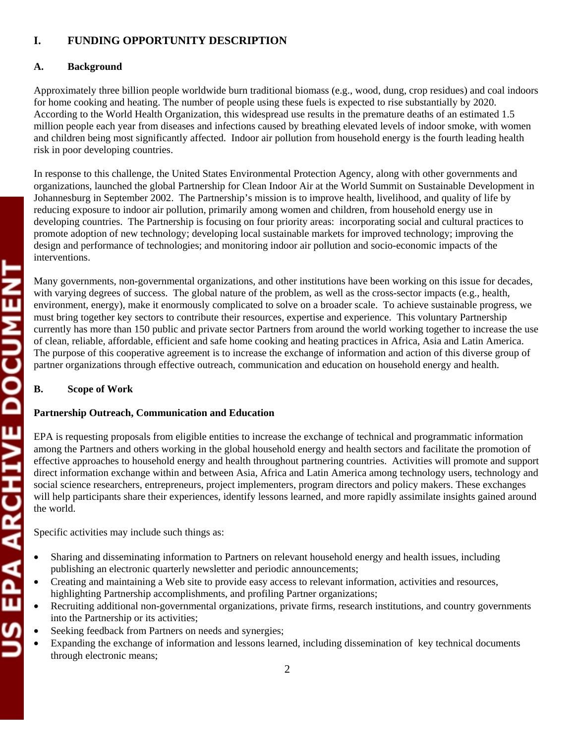# I. FUNDING OPPORTUNITY DESCRIPTION

## A. Background

Approximately three billion people worldwide burn traditional biomass (e.g., wood, dung, crop residues) and coal indoors for home cooking and heating. The number of people using these fuels is expected to rise substantially by 2020. According to the World Health Organization, this widespread use results in the premature deaths of an estimated 1.5 million people each year from diseases and infections caused by breathing elevated levels of indoor smoke, with women and children being most significantly affected. Indoor air pollution from household energy is the fourth leading health risk in poor developing countries.

In response to this challenge, the United States Environmental Protection Agency, along with other governments and organizations, launched the global Partnership for Clean Indoor Air at the World Summit on Sustainable Development in Johannesburg in September 2002. The Partnership's mission is to improve health, livelihood, and quality of life by reducing exposure to indoor air pollution, primarily among women and children, from household energy use in developing countries. The Partnership is focusing on four priority areas: incorporating social and cultural practices to promote adoption of new technology; developing local sustainable markets for improved technology; improving the design and performance of technologies; and monitoring indoor air pollution and socio-economic impacts of the interventions.

Many governments, non-governmental organizations, and other institutions have been working on this issue for decades, with varying degrees of success. The global nature of the problem, as well as the cross-sector impacts (e.g., health, environment, energy), make it enormously complicated to solve on a broader scale. To achieve sustainable progress, we must bring together key sectors to contribute their resources, expertise and experience. This voluntary Partnership currently has more than 150 public and private sector Partners from around the world working together to increase the use of clean, reliable, affordable, efficient and safe home cooking and heating practices in Africa, Asia and Latin America. The purpose of this cooperative agreement is to increase the exchange of information and action of this diverse group of partner organizations through effective outreach, communication and education on household energy and health.

## B. Scope of Work

**Partnership Outreach, Communication and Education**

EPA is requesting proposals from eligible entities to increase the exchange of technical and programmatic information among the Partners and others working in the global household energy and health sectors and facilitate the promotion of effective approaches to household energy and health throughout partnering countries. Activities will promote and support direct information exchange within and between Asia, Africa and Latin America among technology users, technology and social science researchers, entrepreneurs, project implementers, program directors and policy makers. These exchanges will help participants share their experiences, identify lessons learned, and more rapidly assimilate insights gained around the world.

Specific activities may include such things as:

- Sharing and disseminating information to Partners on relevant household energy and health issues, including publishing an electronic quarterly newsletter and periodic announcements;
- Creating and maintaining a Web site to provide easy access to relevant information, activities and resources, highlighting Partnership accomplishments, and profiling Partner organizations;
- Recruiting additional non-governmental organizations, private firms, research institutions, and country governments into the Partnership or its activities;
- Seeking feedback from Partners on needs and synergies;
- Expanding the exchange of information and lessons learned, including dissemination of key technical documents through electronic means;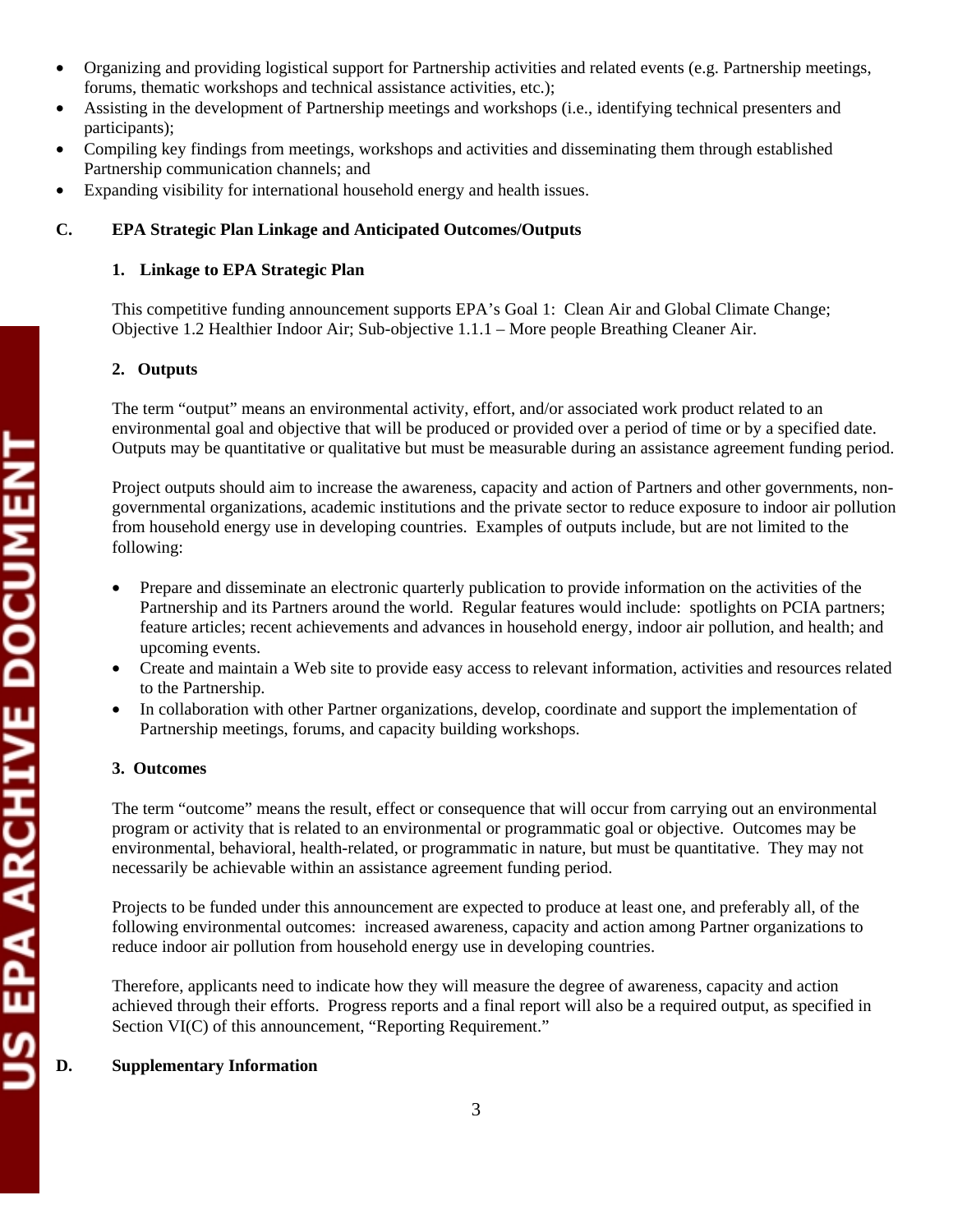- Organizing and providing logistical support for Partnership activities and related events (e.g. Partnership meetings, forums, thematic workshops and technical assistance activities, etc.);
- Assisting in the development of Partnership meetings and workshops (i.e., identifying technical presenters and participants);
- Compiling key findings from meetings, workshops and activities and disseminating them through established Partnership communication channels; and
- Expanding visibility for international household energy and health issues.

## C. EPA Strategic Plan Linkage and Anticipated Outcomes/Outputs

### 1. Linkage to EPA Strategic Plan

This competitive funding announcement supports EPA's Goal 1: Clean Air and Global Climate Change; Objective 1.2 Healthier Indoor Air; Sub-objective 1.1.1 – More people Breathing Cleaner Air.

### 2. Outputs

The term "output" means an environmental activity, effort, and/or associated work product related to an environmental goal and objective that will be produced or provided over a period of time or by a specified date. Outputs may be quantitative or qualitative but must be measurable during an assistance agreement funding period.

Project outputs should aim to increase the awareness, capacity and action of Partners and other governments, non-governmental organizations, academic institutions and the private sector to reduce exposure to indoor air pollution from household energy use in developing countries. Examples of outputs include, but are not limited to the following:

- Prepare and disseminate an electronic quarterly publication to provide information on the activities of the Partnership and its Partners around the world. Regular features would include: spotlights on PCIA partners; feature articles; recent achievements and advances in household energy, indoor air pollution, and health; and upcoming events.
- Create and maintain a Web site to provide easy access to relevant information, activities and resources related to the Partnership.
- In collaboration with other Partner organizations, develop, coordinate and support the implementation of Partnership meetings, forums, and capacity building workshops.

### 3. Outcomes

The term "outcome" means the result, effect or consequence that will occur from carrying out an environmental program or activity that is related to an environmental or programmatic goal or objective. Outcomes may be environmental, behavioral, health-related, or programmatic in nature, but must be quantitative. They may not necessarily be achievable within an assistance agreement funding period.

Projects to be funded under this announcement are expected to produce at least one, and preferably all, of the following environmental outcomes: increased awareness, capacity and action among Partner organizations to reduce indoor air pollution from household energy use in developing countries.

Therefore, applicants need to indicate how they will measure the degree of awareness, capacity and action achieved through their efforts. Progress reports and a final report will also be a required output, as specified in Section VI(C) of this announcement, "Reporting Requirement."

## D. Supplementary Information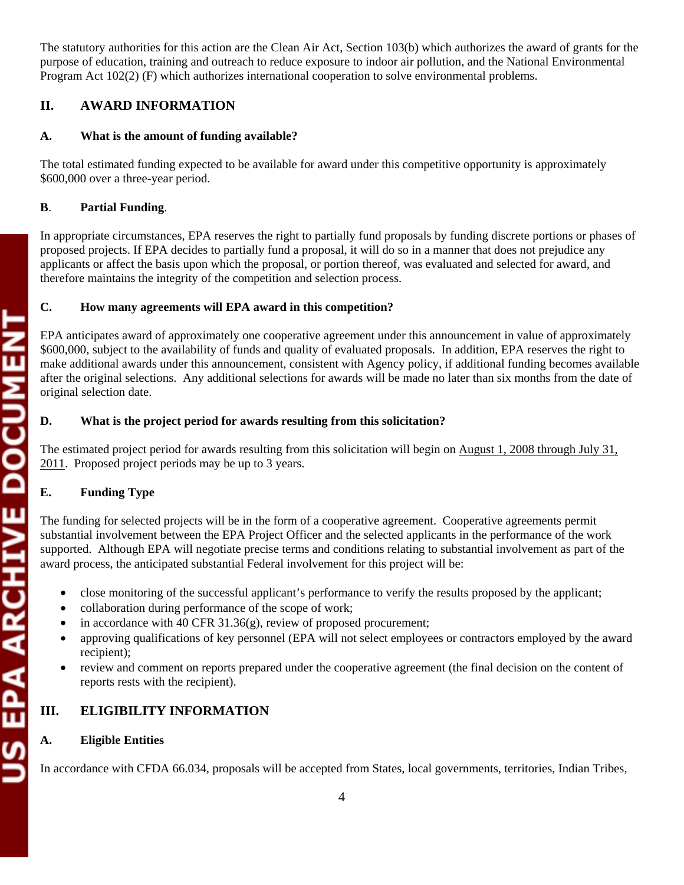The statutory authorities for this action are the Clean Air Act, Section 103(b) which authorizes the award of grants for the purpose of education, training and outreach to reduce exposure to indoor air pollution, and the National Environmental Program Act 102(2) (F) which authorizes international cooperation to solve environmental problems.

## II. AWARD INFORMATION

### A. What is the amount of funding available?

The total estimated funding expected to be available for award under this competitive opportunity is approximately $600,000 over a three-year period.

### B. Partial Funding.

In appropriate circumstances, EPA reserves the right to partially fund proposals by funding discrete portions or phases of proposed projects. If EPA decides to partially fund a proposal, it will do so in a manner that does not prejudice any applicants or affect the basis upon which the proposal, or portion thereof, was evaluated and selected for award, and therefore maintains the integrity of the competition and selection process.

### C. How many agreements will EPA award in this competition?

EPA anticipates award of approximately one cooperative agreement under this announcement in value of approximately $600,000, subject to the availability of funds and quality of evaluated proposals. In addition, EPA reserves the right to make additional awards under this announcement, consistent with Agency policy, if additional funding becomes available after the original selections. Any additional selections for awards will be made no later than six months from the date of original selection date.

### D. What is the project period for awards resulting from this solicitation?

The estimated project period for awards resulting from this solicitation will begin on August 1, 2008 through July 31, 2011. Proposed project periods may be up to 3 years.

### E. Funding Type

The funding for selected projects will be in the form of a cooperative agreement. Cooperative agreements permit substantial involvement between the EPA Project Officer and the selected applicants in the performance of the work supported. Although EPA will negotiate precise terms and conditions relating to substantial involvement as part of the award process, the anticipated substantial Federal involvement for this project will be:

- close monitoring of the successful applicant's performance to verify the results proposed by the applicant;
- collaboration during performance of the scope of work;
- in accordance with 40 CFR 31.36(g), review of proposed procurement;
- approving qualifications of key personnel (EPA will not select employees or contractors employed by the award recipient);
- review and comment on reports prepared under the cooperative agreement (the final decision on the content of reports rests with the recipient).

## III. ELIGIBILITY INFORMATION

### A. Eligible Entities

In accordance with CFDA 66.034, proposals will be accepted from States, local governments, territories, Indian Tribes,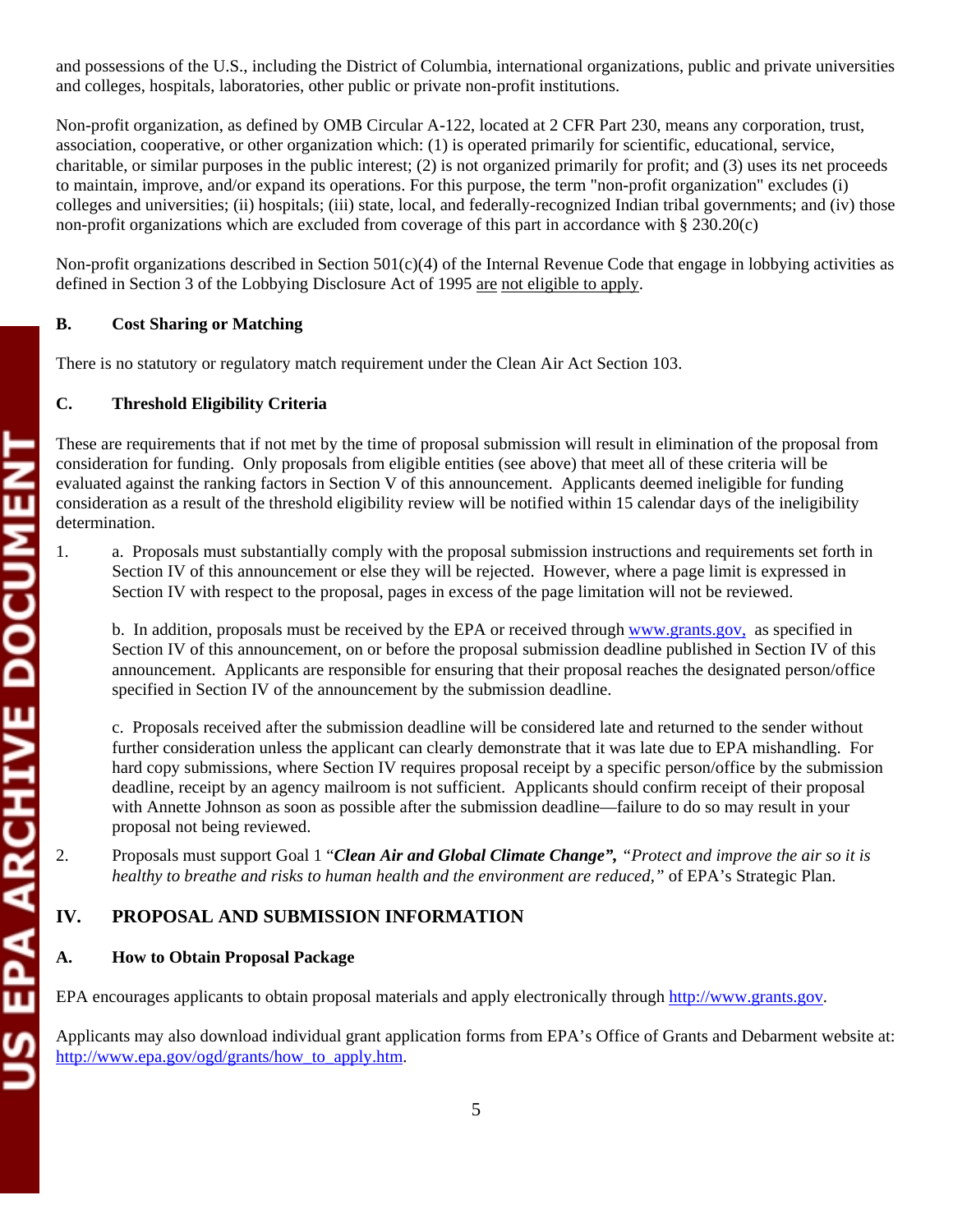and possessions of the U.S., including the District of Columbia, international organizations, public and private universities and colleges, hospitals, laboratories, other public or private non-profit institutions.

Non-profit organization, as defined by OMB Circular A-122, located at 2 CFR Part 230, means any corporation, trust, association, cooperative, or other organization which: (1) is operated primarily for scientific, educational, service, charitable, or similar purposes in the public interest; (2) is not organized primarily for profit; and (3) uses its net proceeds to maintain, improve, and/or expand its operations. For this purpose, the term "non-profit organization" excludes (i) colleges and universities; (ii) hospitals; (iii) state, local, and federally-recognized Indian tribal governments; and (iv) those non-profit organizations which are excluded from coverage of this part in accordance with § 230.20(c)

Non-profit organizations described in Section 501(c)(4) of the Internal Revenue Code that engage in lobbying activities as defined in Section 3 of the Lobbying Disclosure Act of 1995 are not eligible to apply.

### B. Cost Sharing or Matching

There is no statutory or regulatory match requirement under the Clean Air Act Section 103.

### C. Threshold Eligibility Criteria

These are requirements that if not met by the time of proposal submission will result in elimination of the proposal from consideration for funding. Only proposals from eligible entities (see above) that meet all of these criteria will be evaluated against the ranking factors in Section V of this announcement. Applicants deemed ineligible for funding consideration as a result of the threshold eligibility review will be notified within 15 calendar days of the ineligibility determination.

1. a. Proposals must substantially comply with the proposal submission instructions and requirements set forth in Section IV of this announcement or else they will be rejected. However, where a page limit is expressed in Section IV with respect to the proposal, pages in excess of the page limitation will not be reviewed.

   b. In addition, proposals must be received by the EPA or received through www.grants.gov, as specified in Section IV of this announcement, on or before the proposal submission deadline published in Section IV of this announcement. Applicants are responsible for ensuring that their proposal reaches the designated person/office specified in Section IV of the announcement by the submission deadline.

   c. Proposals received after the submission deadline will be considered late and returned to the sender without further consideration unless the applicant can clearly demonstrate that it was late due to EPA mishandling. For hard copy submissions, where Section IV requires proposal receipt by a specific person/office by the submission deadline, receipt by an agency mailroom is not sufficient. Applicants should confirm receipt of their proposal with Annette Johnson as soon as possible after the submission deadline—failure to do so may result in your proposal not being reviewed.

2. Proposals must support Goal 1 "***Clean Air and Global Climate Change",*** *"Protect and improve the air so it is healthy to breathe and risks to human health and the environment are reduced,"* of EPA's Strategic Plan.

## IV. PROPOSAL AND SUBMISSION INFORMATION

### A. How to Obtain Proposal Package

EPA encourages applicants to obtain proposal materials and apply electronically through http://www.grants.gov.

Applicants may also download individual grant application forms from EPA's Office of Grants and Debarment website at: http://www.epa.gov/ogd/grants/how_to_apply.htm.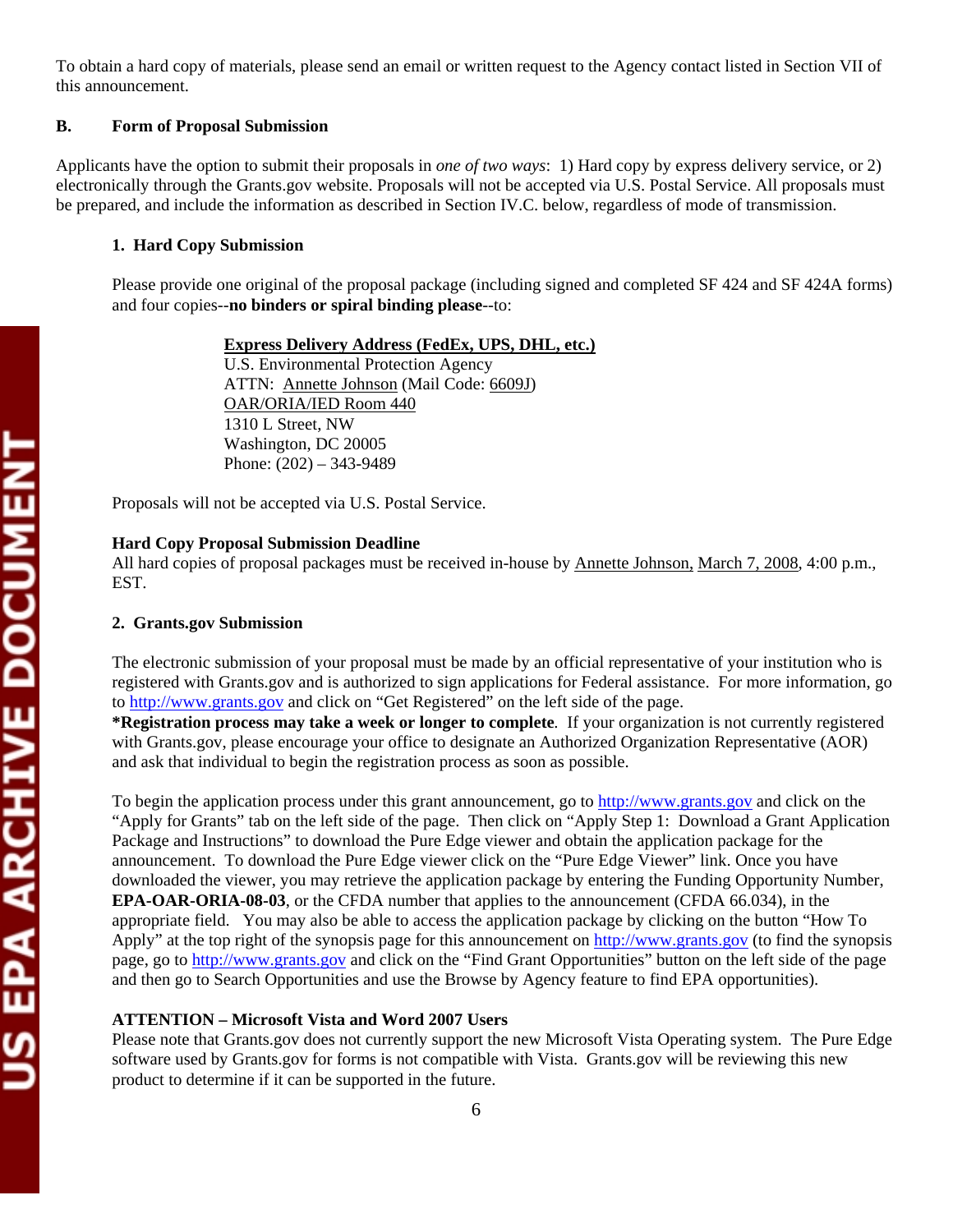To obtain a hard copy of materials, please send an email or written request to the Agency contact listed in Section VII of this announcement.

### B. Form of Proposal Submission

Applicants have the option to submit their proposals in *one of two ways*: 1) Hard copy by express delivery service, or 2) electronically through the Grants.gov website. Proposals will not be accepted via U.S. Postal Service. All proposals must be prepared, and include the information as described in Section IV.C. below, regardless of mode of transmission.

#### 1. Hard Copy Submission

Please provide one original of the proposal package (including signed and completed SF 424 and SF 424A forms) and four copies--**no binders or spiral binding please**--to:

Express Delivery Address (FedEx, UPS, DHL, etc.)
U.S. Environmental Protection Agency
ATTN: Annette Johnson (Mail Code: 6609J)
OAR/ORIA/IED Room 440
1310 L Street, NW
Washington, DC 20005
Phone: (202) – 343-9489

Proposals will not be accepted via U.S. Postal Service.

**Hard Copy Proposal Submission Deadline**
All hard copies of proposal packages must be received in-house by Annette Johnson, March 7, 2008, 4:00 p.m., EST.

#### 2. Grants.gov Submission

The electronic submission of your proposal must be made by an official representative of your institution who is registered with Grants.gov and is authorized to sign applications for Federal assistance. For more information, go to http://www.grants.gov and click on "Get Registered" on the left side of the page.
***Registration process may take a week or longer to complete**. If your organization is not currently registered with Grants.gov, please encourage your office to designate an Authorized Organization Representative (AOR) and ask that individual to begin the registration process as soon as possible.

To begin the application process under this grant announcement, go to http://www.grants.gov and click on the "Apply for Grants" tab on the left side of the page. Then click on "Apply Step 1: Download a Grant Application Package and Instructions" to download the Pure Edge viewer and obtain the application package for the announcement. To download the Pure Edge viewer click on the "Pure Edge Viewer" link. Once you have downloaded the viewer, you may retrieve the application package by entering the Funding Opportunity Number, **EPA-OAR-ORIA-08-03**, or the CFDA number that applies to the announcement (CFDA 66.034), in the appropriate field. You may also be able to access the application package by clicking on the button "How To Apply" at the top right of the synopsis page for this announcement on http://www.grants.gov (to find the synopsis page, go to http://www.grants.gov and click on the "Find Grant Opportunities" button on the left side of the page and then go to Search Opportunities and use the Browse by Agency feature to find EPA opportunities).

**ATTENTION – Microsoft Vista and Word 2007 Users**
Please note that Grants.gov does not currently support the new Microsoft Vista Operating system. The Pure Edge software used by Grants.gov for forms is not compatible with Vista. Grants.gov will be reviewing this new product to determine if it can be supported in the future.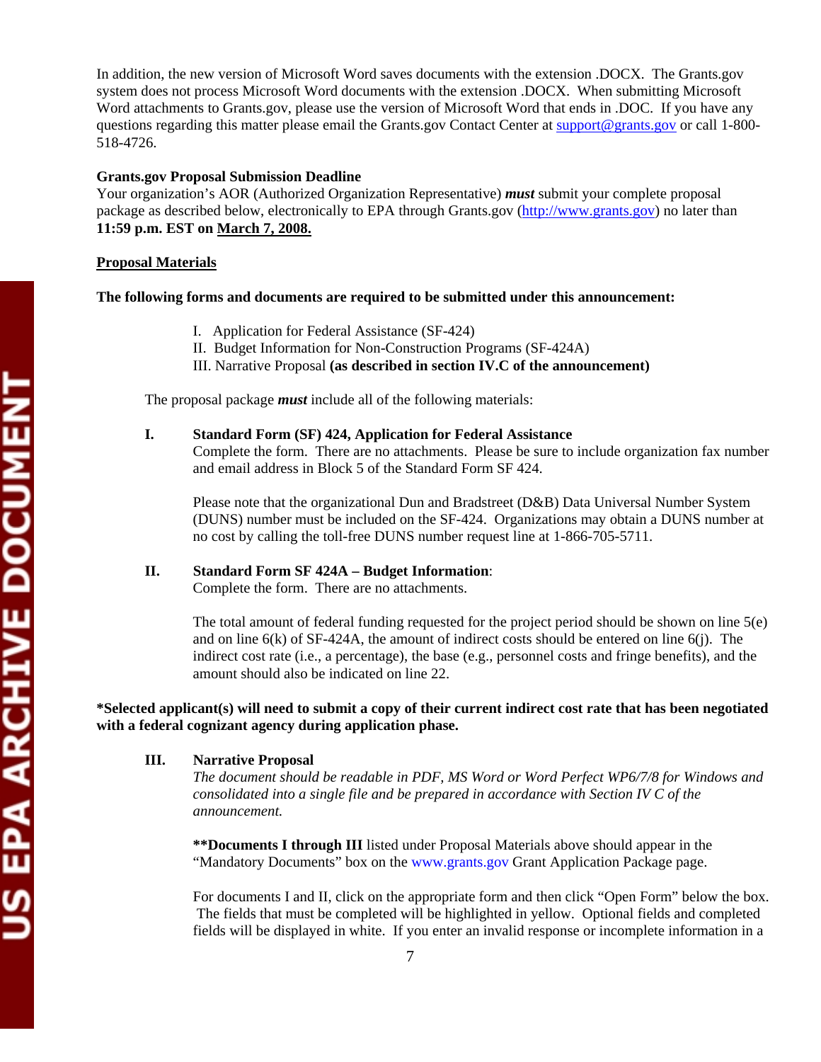In addition, the new version of Microsoft Word saves documents with the extension .DOCX. The Grants.gov system does not process Microsoft Word documents with the extension .DOCX. When submitting Microsoft Word attachments to Grants.gov, please use the version of Microsoft Word that ends in .DOC. If you have any questions regarding this matter please email the Grants.gov Contact Center at support@grants.gov or call 1-800-518-4726.

**Grants.gov Proposal Submission Deadline**
Your organization's AOR (Authorized Organization Representative) ***must*** submit your complete proposal package as described below, electronically to EPA through Grants.gov (http://www.grants.gov) no later than **11:59 p.m. EST on March 7, 2008.**

**Proposal Materials**

**The following forms and documents are required to be submitted under this announcement:**

I. Application for Federal Assistance (SF-424)
II. Budget Information for Non-Construction Programs (SF-424A)
III. Narrative Proposal **(as described in section IV.C of the announcement)**

The proposal package ***must*** include all of the following materials:

**I. Standard Form (SF) 424, Application for Federal Assistance**
Complete the form. There are no attachments. Please be sure to include organization fax number and email address in Block 5 of the Standard Form SF 424.

Please note that the organizational Dun and Bradstreet (D&B) Data Universal Number System (DUNS) number must be included on the SF-424. Organizations may obtain a DUNS number at no cost by calling the toll-free DUNS number request line at 1-866-705-5711.

**II. Standard Form SF 424A – Budget Information**:
Complete the form. There are no attachments.

The total amount of federal funding requested for the project period should be shown on line 5(e) and on line 6(k) of SF-424A, the amount of indirect costs should be entered on line 6(j). The indirect cost rate (i.e., a percentage), the base (e.g., personnel costs and fringe benefits), and the amount should also be indicated on line 22.

**\*Selected applicant(s) will need to submit a copy of their current indirect cost rate that has been negotiated with a federal cognizant agency during application phase.**

**III. Narrative Proposal**
*The document should be readable in PDF, MS Word or Word Perfect WP6/7/8 for Windows and consolidated into a single file and be prepared in accordance with Section IV C of the announcement.*

**\*\*Documents I through III** listed under Proposal Materials above should appear in the "Mandatory Documents" box on the www.grants.gov Grant Application Package page.

For documents I and II, click on the appropriate form and then click "Open Form" below the box. The fields that must be completed will be highlighted in yellow. Optional fields and completed fields will be displayed in white. If you enter an invalid response or incomplete information in a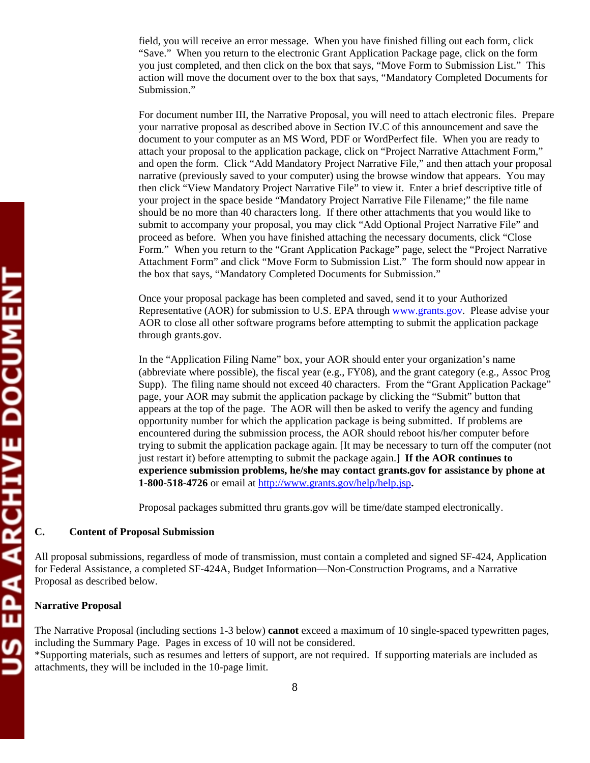field, you will receive an error message. When you have finished filling out each form, click "Save." When you return to the electronic Grant Application Package page, click on the form you just completed, and then click on the box that says, "Move Form to Submission List." This action will move the document over to the box that says, "Mandatory Completed Documents for Submission."

For document number III, the Narrative Proposal, you will need to attach electronic files. Prepare your narrative proposal as described above in Section IV.C of this announcement and save the document to your computer as an MS Word, PDF or WordPerfect file. When you are ready to attach your proposal to the application package, click on "Project Narrative Attachment Form," and open the form. Click "Add Mandatory Project Narrative File," and then attach your proposal narrative (previously saved to your computer) using the browse window that appears. You may then click "View Mandatory Project Narrative File" to view it. Enter a brief descriptive title of your project in the space beside "Mandatory Project Narrative File Filename;" the file name should be no more than 40 characters long. If there other attachments that you would like to submit to accompany your proposal, you may click "Add Optional Project Narrative File" and proceed as before. When you have finished attaching the necessary documents, click "Close Form." When you return to the "Grant Application Package" page, select the "Project Narrative Attachment Form" and click "Move Form to Submission List." The form should now appear in the box that says, "Mandatory Completed Documents for Submission."

Once your proposal package has been completed and saved, send it to your Authorized Representative (AOR) for submission to U.S. EPA through www.grants.gov. Please advise your AOR to close all other software programs before attempting to submit the application package through grants.gov.

In the "Application Filing Name" box, your AOR should enter your organization's name (abbreviate where possible), the fiscal year (e.g., FY08), and the grant category (e.g., Assoc Prog Supp). The filing name should not exceed 40 characters. From the "Grant Application Package" page, your AOR may submit the application package by clicking the "Submit" button that appears at the top of the page. The AOR will then be asked to verify the agency and funding opportunity number for which the application package is being submitted. If problems are encountered during the submission process, the AOR should reboot his/her computer before trying to submit the application package again. [It may be necessary to turn off the computer (not just restart it) before attempting to submit the package again.] **If the AOR continues to experience submission problems, he/she may contact grants.gov for assistance by phone at 1-800-518-4726** or email at http://www.grants.gov/help/help.jsp**.**

Proposal packages submitted thru grants.gov will be time/date stamped electronically.

### C. Content of Proposal Submission

All proposal submissions, regardless of mode of transmission, must contain a completed and signed SF-424, Application for Federal Assistance, a completed SF-424A, Budget Information—Non-Construction Programs, and a Narrative Proposal as described below.

**Narrative Proposal**

The Narrative Proposal (including sections 1-3 below) **cannot** exceed a maximum of 10 single-spaced typewritten pages, including the Summary Page. Pages in excess of 10 will not be considered.
*Supporting materials, such as resumes and letters of support, are not required. If supporting materials are included as attachments, they will be included in the 10-page limit.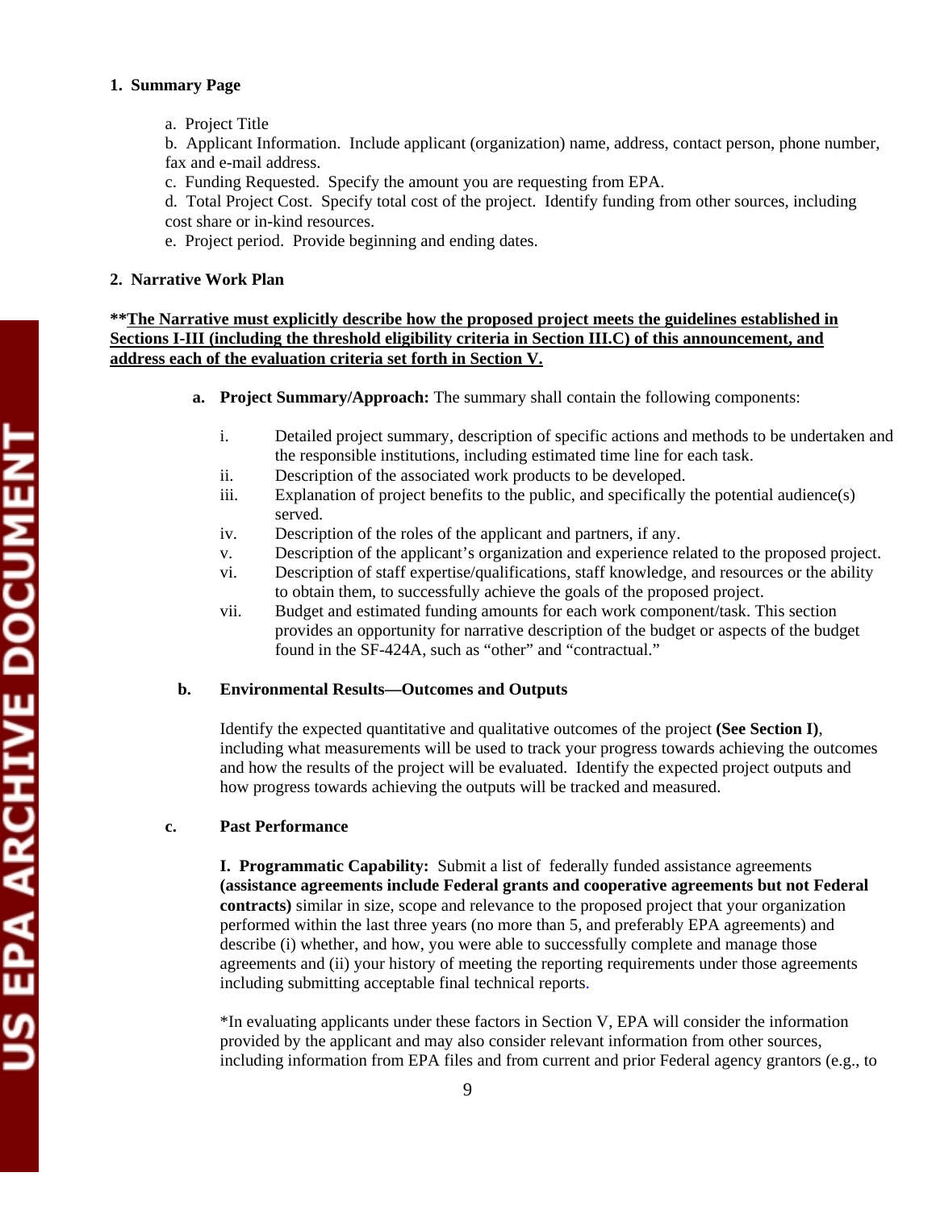**1. Summary Page**

a. Project Title

b. Applicant Information. Include applicant (organization) name, address, contact person, phone number, fax and e-mail address.

c. Funding Requested. Specify the amount you are requesting from EPA.

d. Total Project Cost. Specify total cost of the project. Identify funding from other sources, including cost share or in-kind resources.

e. Project period. Provide beginning and ending dates.

**2. Narrative Work Plan**

**\*\*<u>The Narrative must explicitly describe how the proposed project meets the guidelines established in Sections I-III (including the threshold eligibility criteria in Section III.C) of this announcement, and address each of the evaluation criteria set forth in Section V.</u>**

**a. Project Summary/Approach:** The summary shall contain the following components:

- i. Detailed project summary, description of specific actions and methods to be undertaken and the responsible institutions, including estimated time line for each task.
- ii. Description of the associated work products to be developed.
- iii. Explanation of project benefits to the public, and specifically the potential audience(s) served.
- iv. Description of the roles of the applicant and partners, if any.
- v. Description of the applicant's organization and experience related to the proposed project.
- vi. Description of staff expertise/qualifications, staff knowledge, and resources or the ability to obtain them, to successfully achieve the goals of the proposed project.
- vii. Budget and estimated funding amounts for each work component/task. This section provides an opportunity for narrative description of the budget or aspects of the budget found in the SF-424A, such as "other" and "contractual."

**b. Environmental Results—Outcomes and Outputs**

Identify the expected quantitative and qualitative outcomes of the project **(See Section I)**, including what measurements will be used to track your progress towards achieving the outcomes and how the results of the project will be evaluated. Identify the expected project outputs and how progress towards achieving the outputs will be tracked and measured.

**c. Past Performance**

**I. Programmatic Capability:** Submit a list of federally funded assistance agreements **(assistance agreements include Federal grants and cooperative agreements but not Federal contracts)** similar in size, scope and relevance to the proposed project that your organization performed within the last three years (no more than 5, and preferably EPA agreements) and describe (i) whether, and how, you were able to successfully complete and manage those agreements and (ii) your history of meeting the reporting requirements under those agreements including submitting acceptable final technical reports.

*In evaluating applicants under these factors in Section V, EPA will consider the information provided by the applicant and may also consider relevant information from other sources, including information from EPA files and from current and prior Federal agency grantors (e.g., to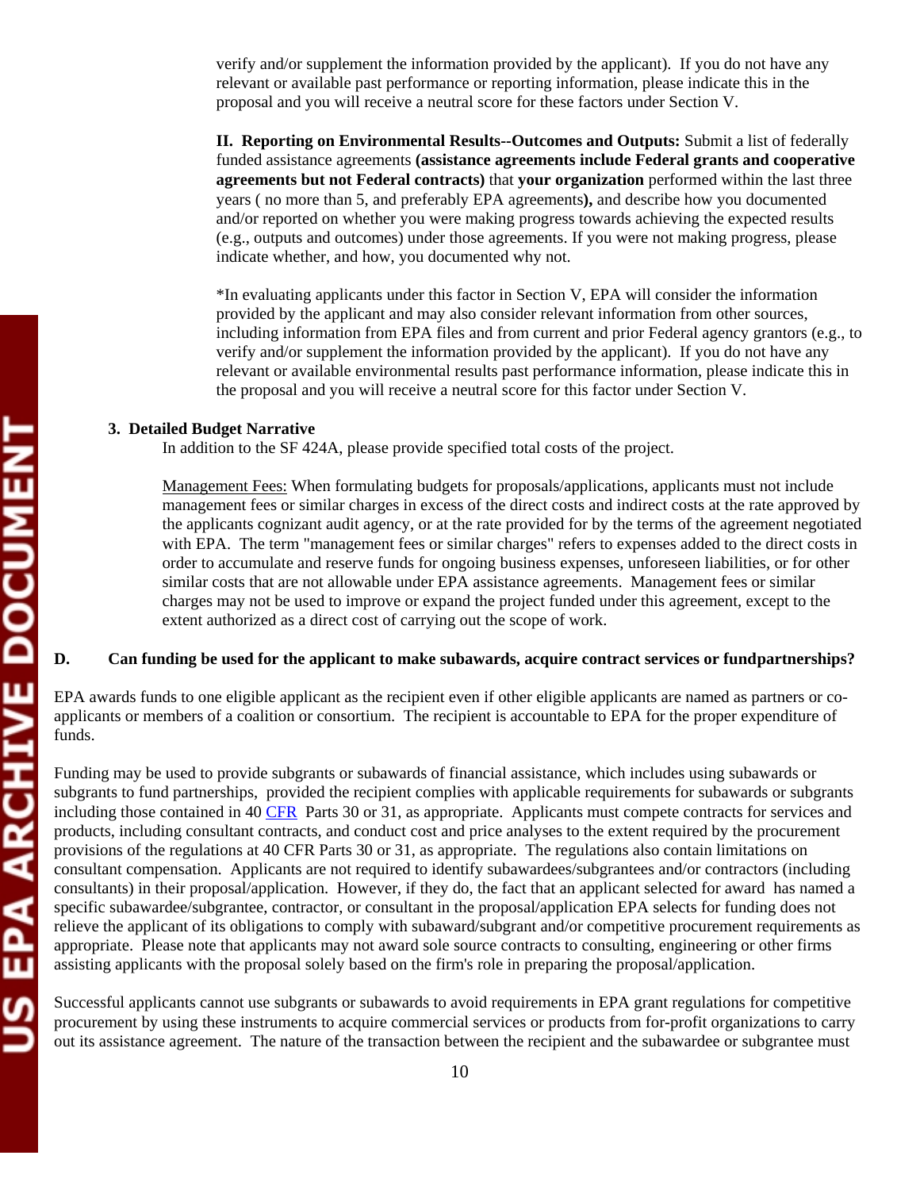verify and/or supplement the information provided by the applicant). If you do not have any relevant or available past performance or reporting information, please indicate this in the proposal and you will receive a neutral score for these factors under Section V.

**II. Reporting on Environmental Results--Outcomes and Outputs:** Submit a list of federally funded assistance agreements **(assistance agreements include Federal grants and cooperative agreements but not Federal contracts)** that **your organization** performed within the last three years ( no more than 5, and preferably EPA agreements**),** and describe how you documented and/or reported on whether you were making progress towards achieving the expected results (e.g., outputs and outcomes) under those agreements. If you were not making progress, please indicate whether, and how, you documented why not.

*In evaluating applicants under this factor in Section V, EPA will consider the information provided by the applicant and may also consider relevant information from other sources, including information from EPA files and from current and prior Federal agency grantors (e.g., to verify and/or supplement the information provided by the applicant). If you do not have any relevant or available environmental results past performance information, please indicate this in the proposal and you will receive a neutral score for this factor under Section V.

**3. Detailed Budget Narrative**

In addition to the SF 424A, please provide specified total costs of the project.

Management Fees: When formulating budgets for proposals/applications, applicants must not include management fees or similar charges in excess of the direct costs and indirect costs at the rate approved by the applicants cognizant audit agency, or at the rate provided for by the terms of the agreement negotiated with EPA. The term "management fees or similar charges" refers to expenses added to the direct costs in order to accumulate and reserve funds for ongoing business expenses, unforeseen liabilities, or for other similar costs that are not allowable under EPA assistance agreements. Management fees or similar charges may not be used to improve or expand the project funded under this agreement, except to the extent authorized as a direct cost of carrying out the scope of work.

**D. Can funding be used for the applicant to make subawards, acquire contract services or fundpartnerships?**

EPA awards funds to one eligible applicant as the recipient even if other eligible applicants are named as partners or co-applicants or members of a coalition or consortium. The recipient is accountable to EPA for the proper expenditure of funds.

Funding may be used to provide subgrants or subawards of financial assistance, which includes using subawards or subgrants to fund partnerships, provided the recipient complies with applicable requirements for subawards or subgrants including those contained in 40 CFR Parts 30 or 31, as appropriate. Applicants must compete contracts for services and products, including consultant contracts, and conduct cost and price analyses to the extent required by the procurement provisions of the regulations at 40 CFR Parts 30 or 31, as appropriate. The regulations also contain limitations on consultant compensation. Applicants are not required to identify subawardees/subgrantees and/or contractors (including consultants) in their proposal/application. However, if they do, the fact that an applicant selected for award has named a specific subawardee/subgrantee, contractor, or consultant in the proposal/application EPA selects for funding does not relieve the applicant of its obligations to comply with subaward/subgrant and/or competitive procurement requirements as appropriate. Please note that applicants may not award sole source contracts to consulting, engineering or other firms assisting applicants with the proposal solely based on the firm's role in preparing the proposal/application.

Successful applicants cannot use subgrants or subawards to avoid requirements in EPA grant regulations for competitive procurement by using these instruments to acquire commercial services or products from for-profit organizations to carry out its assistance agreement. The nature of the transaction between the recipient and the subawardee or subgrantee must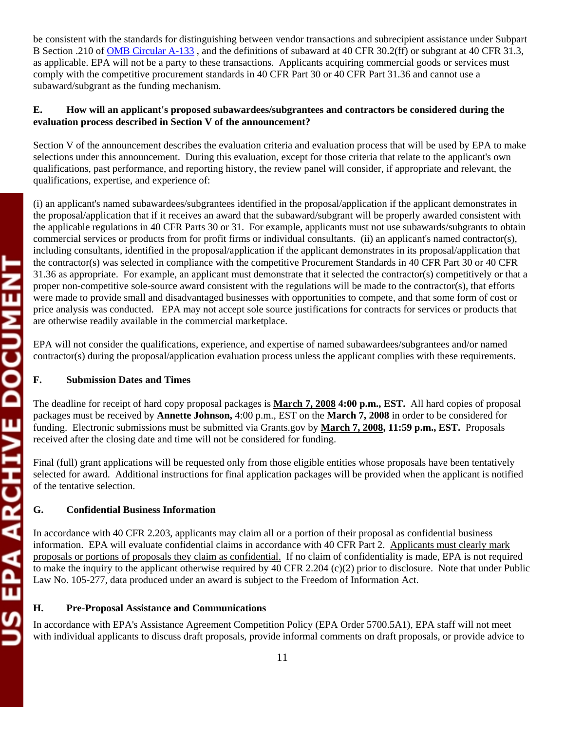be consistent with the standards for distinguishing between vendor transactions and subrecipient assistance under Subpart B Section .210 of [OMB Circular A-133](), and the definitions of subaward at 40 CFR 30.2(ff) or subgrant at 40 CFR 31.3, as applicable. EPA will not be a party to these transactions. Applicants acquiring commercial goods or services must comply with the competitive procurement standards in 40 CFR Part 30 or 40 CFR Part 31.36 and cannot use a subaward/subgrant as the funding mechanism.

### E. How will an applicant's proposed subawardees/subgrantees and contractors be considered during the evaluation process described in Section V of the announcement?

Section V of the announcement describes the evaluation criteria and evaluation process that will be used by EPA to make selections under this announcement. During this evaluation, except for those criteria that relate to the applicant's own qualifications, past performance, and reporting history, the review panel will consider, if appropriate and relevant, the qualifications, expertise, and experience of:

(i) an applicant's named subawardees/subgrantees identified in the proposal/application if the applicant demonstrates in the proposal/application that if it receives an award that the subaward/subgrant will be properly awarded consistent with the applicable regulations in 40 CFR Parts 30 or 31. For example, applicants must not use subawards/subgrants to obtain commercial services or products from for profit firms or individual consultants. (ii) an applicant's named contractor(s), including consultants, identified in the proposal/application if the applicant demonstrates in its proposal/application that the contractor(s) was selected in compliance with the competitive Procurement Standards in 40 CFR Part 30 or 40 CFR 31.36 as appropriate. For example, an applicant must demonstrate that it selected the contractor(s) competitively or that a proper non-competitive sole-source award consistent with the regulations will be made to the contractor(s), that efforts were made to provide small and disadvantaged businesses with opportunities to compete, and that some form of cost or price analysis was conducted. EPA may not accept sole source justifications for contracts for services or products that are otherwise readily available in the commercial marketplace.

EPA will not consider the qualifications, experience, and expertise of named subawardees/subgrantees and/or named contractor(s) during the proposal/application evaluation process unless the applicant complies with these requirements.

### F. Submission Dates and Times

The deadline for receipt of hard copy proposal packages is **March 7, 2008 4:00 p.m., EST.** All hard copies of proposal packages must be received by **Annette Johnson,** 4:00 p.m., EST on the **March 7, 2008** in order to be considered for funding. Electronic submissions must be submitted via Grants.gov by **March 7, 2008, 11:59 p.m., EST.** Proposals received after the closing date and time will not be considered for funding.

Final (full) grant applications will be requested only from those eligible entities whose proposals have been tentatively selected for award. Additional instructions for final application packages will be provided when the applicant is notified of the tentative selection.

### G. Confidential Business Information

In accordance with 40 CFR 2.203, applicants may claim all or a portion of their proposal as confidential business information. EPA will evaluate confidential claims in accordance with 40 CFR Part 2. Applicants must clearly mark proposals or portions of proposals they claim as confidential. If no claim of confidentiality is made, EPA is not required to make the inquiry to the applicant otherwise required by 40 CFR 2.204 (c)(2) prior to disclosure. Note that under Public Law No. 105-277, data produced under an award is subject to the Freedom of Information Act.

### H. Pre-Proposal Assistance and Communications

In accordance with EPA's Assistance Agreement Competition Policy (EPA Order 5700.5A1), EPA staff will not meet with individual applicants to discuss draft proposals, provide informal comments on draft proposals, or provide advice to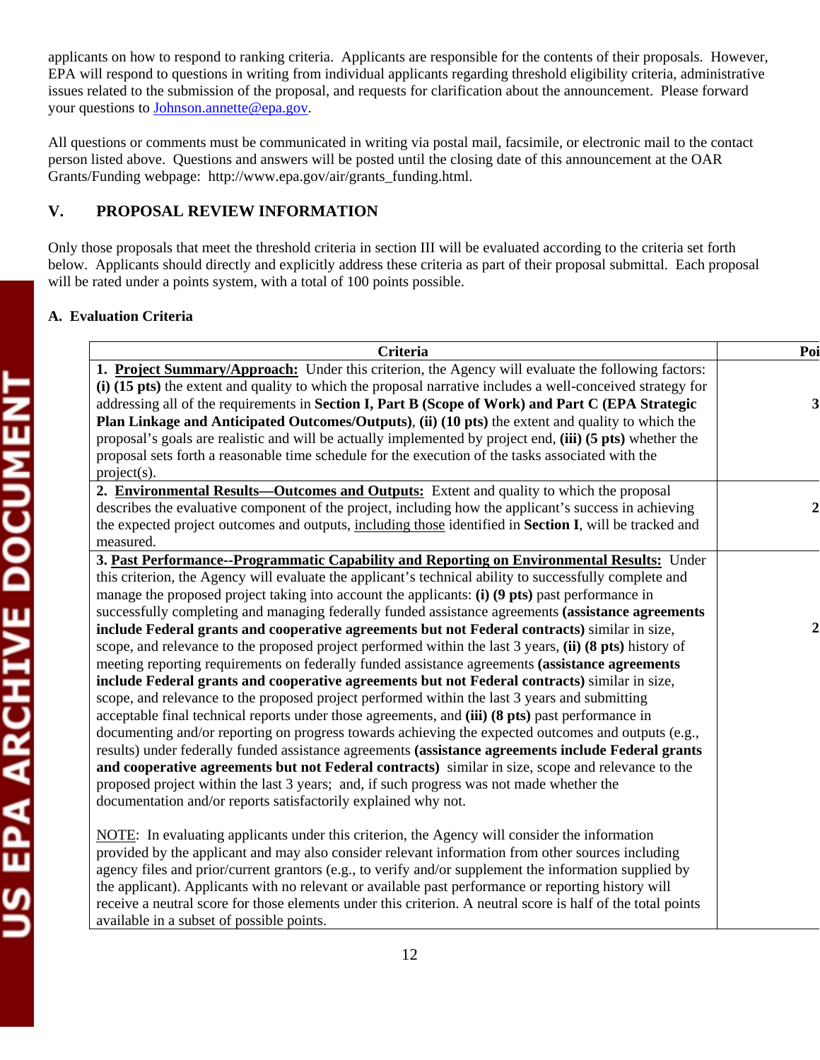applicants on how to respond to ranking criteria. Applicants are responsible for the contents of their proposals. However, EPA will respond to questions in writing from individual applicants regarding threshold eligibility criteria, administrative issues related to the submission of the proposal, and requests for clarification about the announcement. Please forward your questions to Johnson.annette@epa.gov.

All questions or comments must be communicated in writing via postal mail, facsimile, or electronic mail to the contact person listed above. Questions and answers will be posted until the closing date of this announcement at the OAR Grants/Funding webpage: http://www.epa.gov/air/grants_funding.html.

## V. PROPOSAL REVIEW INFORMATION

Only those proposals that meet the threshold criteria in section III will be evaluated according to the criteria set forth below. Applicants should directly and explicitly address these criteria as part of their proposal submittal. Each proposal will be rated under a points system, with a total of 100 points possible.

### A. Evaluation Criteria

| Criteria | Poi |
|---|---|
| 1. **Project Summary/Approach:** Under this criterion, the Agency will evaluate the following factors: **(i) (15 pts)** the extent and quality to which the proposal narrative includes a well-conceived strategy for addressing all of the requirements in **Section I, Part B (Scope of Work) and Part C (EPA Strategic Plan Linkage and Anticipated Outcomes/Outputs)**, **(ii) (10 pts)** the extent and quality to which the proposal's goals are realistic and will be actually implemented by project end, **(iii) (5 pts)** whether the proposal sets forth a reasonable time schedule for the execution of the tasks associated with the project(s). | 3 |
| 2. **Environmental Results—Outcomes and Outputs:** Extent and quality to which the proposal describes the evaluative component of the project, including how the applicant's success in achieving the expected project outcomes and outputs, including those identified in **Section I**, will be tracked and measured. | 2 |
| 3. **Past Performance--Programmatic Capability and Reporting on Environmental Results:** Under this criterion, the Agency will evaluate the applicant's technical ability to successfully complete and manage the proposed project taking into account the applicants: **(i) (9 pts)** past performance in successfully completing and managing federally funded assistance agreements **(assistance agreements include Federal grants and cooperative agreements but not Federal contracts)** similar in size, scope, and relevance to the proposed project performed within the last 3 years, **(ii) (8 pts)** history of meeting reporting requirements on federally funded assistance agreements **(assistance agreements include Federal grants and cooperative agreements but not Federal contracts)** similar in size, scope, and relevance to the proposed project performed within the last 3 years and submitting acceptable final technical reports under those agreements, and **(iii) (8 pts)** past performance in documenting and/or reporting on progress towards achieving the expected outcomes and outputs (e.g., results) under federally funded assistance agreements **(assistance agreements include Federal grants and cooperative agreements but not Federal contracts)** similar in size, scope and relevance to the proposed project within the last 3 years; and, if such progress was not made whether the documentation and/or reports satisfactorily explained why not.<br><br>NOTE: In evaluating applicants under this criterion, the Agency will consider the information provided by the applicant and may also consider relevant information from other sources including agency files and prior/current grantors (e.g., to verify and/or supplement the information supplied by the applicant). Applicants with no relevant or available past performance or reporting history will receive a neutral score for those elements under this criterion. A neutral score is half of the total points available in a subset of possible points. | 2 |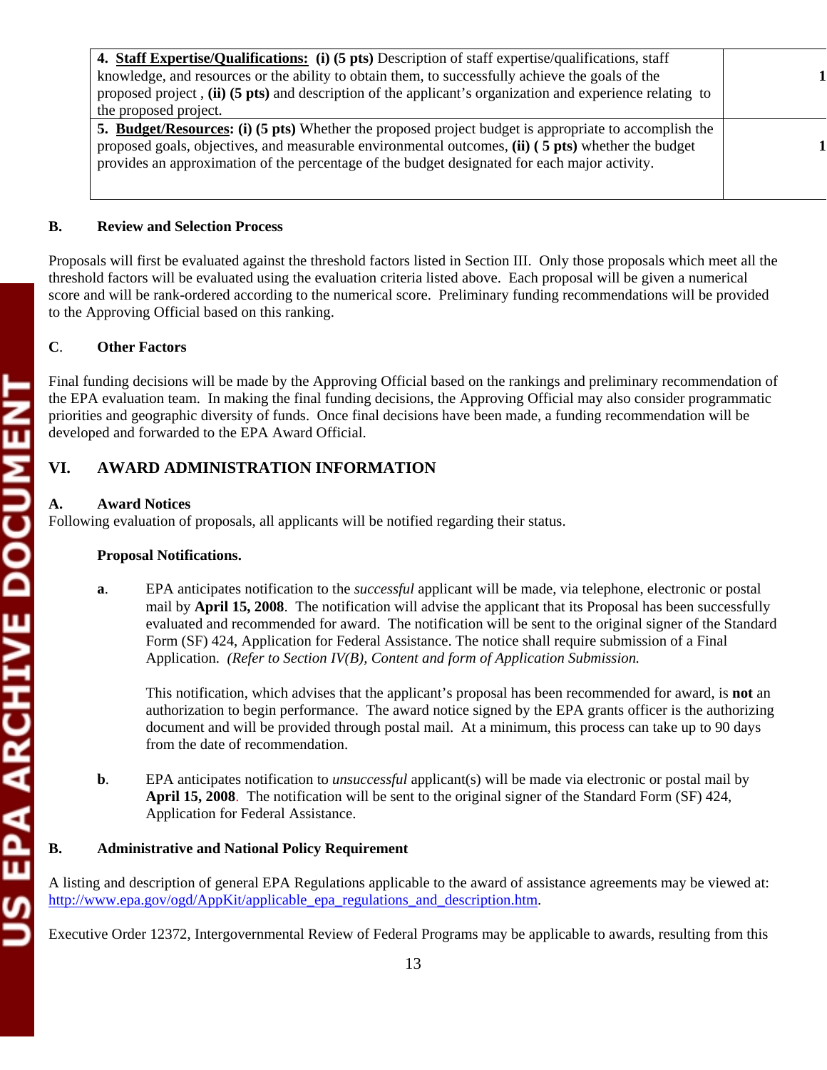| | |
|---|---|
| 4. **Staff Expertise/Qualifications: (i) (5 pts)** Description of staff expertise/qualifications, staff knowledge, and resources or the ability to obtain them, to successfully achieve the goals of the proposed project , **(ii) (5 pts)** and description of the applicant's organization and experience relating to the proposed project. | **1** |
| 5. **Budget/Resources: (i) (5 pts)** Whether the proposed project budget is appropriate to accomplish the proposed goals, objectives, and measurable environmental outcomes, **(ii) ( 5 pts)** whether the budget provides an approximation of the percentage of the budget designated for each major activity. | **1** |

### B. Review and Selection Process

Proposals will first be evaluated against the threshold factors listed in Section III. Only those proposals which meet all the threshold factors will be evaluated using the evaluation criteria listed above. Each proposal will be given a numerical score and will be rank-ordered according to the numerical score. Preliminary funding recommendations will be provided to the Approving Official based on this ranking.

### C. Other Factors

Final funding decisions will be made by the Approving Official based on the rankings and preliminary recommendation of the EPA evaluation team. In making the final funding decisions, the Approving Official may also consider programmatic priorities and geographic diversity of funds. Once final decisions have been made, a funding recommendation will be developed and forwarded to the EPA Award Official.

## VI. AWARD ADMINISTRATION INFORMATION

### A. Award Notices

Following evaluation of proposals, all applicants will be notified regarding their status.

**Proposal Notifications.**

**a**. EPA anticipates notification to the *successful* applicant will be made, via telephone, electronic or postal mail by **April 15, 2008**. The notification will advise the applicant that its Proposal has been successfully evaluated and recommended for award. The notification will be sent to the original signer of the Standard Form (SF) 424, Application for Federal Assistance. The notice shall require submission of a Final Application. *(Refer to Section IV(B), Content and form of Application Submission.*

This notification, which advises that the applicant's proposal has been recommended for award, is **not** an authorization to begin performance. The award notice signed by the EPA grants officer is the authorizing document and will be provided through postal mail. At a minimum, this process can take up to 90 days from the date of recommendation.

**b**. EPA anticipates notification to *unsuccessful* applicant(s) will be made via electronic or postal mail by **April 15, 2008**. The notification will be sent to the original signer of the Standard Form (SF) 424, Application for Federal Assistance.

### B. Administrative and National Policy Requirement

A listing and description of general EPA Regulations applicable to the award of assistance agreements may be viewed at: http://www.epa.gov/ogd/AppKit/applicable_epa_regulations_and_description.htm.

Executive Order 12372, Intergovernmental Review of Federal Programs may be applicable to awards, resulting from this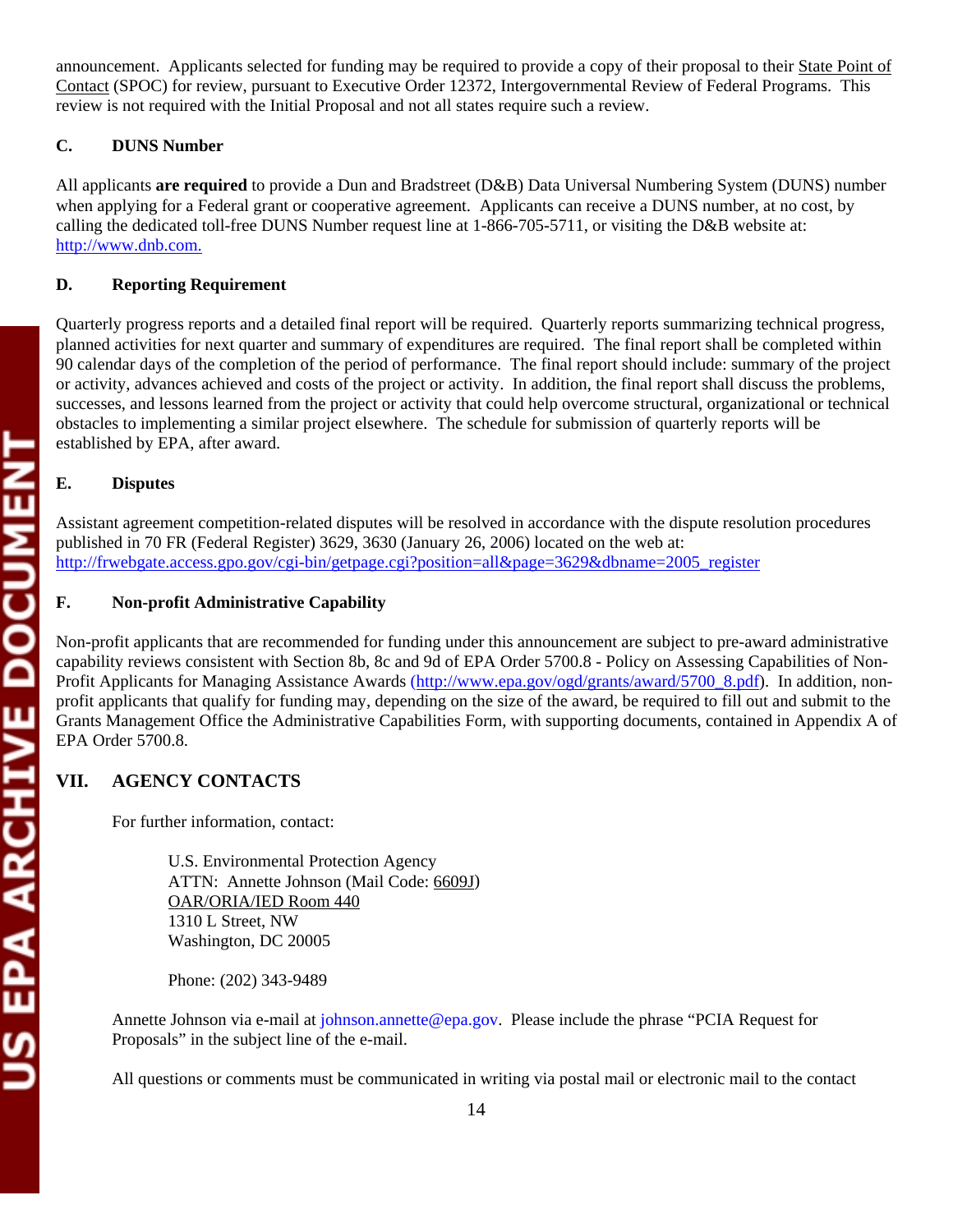announcement. Applicants selected for funding may be required to provide a copy of their proposal to their State Point of Contact (SPOC) for review, pursuant to Executive Order 12372, Intergovernmental Review of Federal Programs. This review is not required with the Initial Proposal and not all states require such a review.

### C. DUNS Number

All applicants **are required** to provide a Dun and Bradstreet (D&B) Data Universal Numbering System (DUNS) number when applying for a Federal grant or cooperative agreement. Applicants can receive a DUNS number, at no cost, by calling the dedicated toll-free DUNS Number request line at 1-866-705-5711, or visiting the D&B website at: http://www.dnb.com.

### D. Reporting Requirement

Quarterly progress reports and a detailed final report will be required. Quarterly reports summarizing technical progress, planned activities for next quarter and summary of expenditures are required. The final report shall be completed within 90 calendar days of the completion of the period of performance. The final report should include: summary of the project or activity, advances achieved and costs of the project or activity. In addition, the final report shall discuss the problems, successes, and lessons learned from the project or activity that could help overcome structural, organizational or technical obstacles to implementing a similar project elsewhere. The schedule for submission of quarterly reports will be established by EPA, after award.

### E. Disputes

Assistant agreement competition-related disputes will be resolved in accordance with the dispute resolution procedures published in 70 FR (Federal Register) 3629, 3630 (January 26, 2006) located on the web at: http://frwebgate.access.gpo.gov/cgi-bin/getpage.cgi?position=all&page=3629&dbname=2005_register

### F. Non-profit Administrative Capability

Non-profit applicants that are recommended for funding under this announcement are subject to pre-award administrative capability reviews consistent with Section 8b, 8c and 9d of EPA Order 5700.8 - Policy on Assessing Capabilities of Non-Profit Applicants for Managing Assistance Awards (http://www.epa.gov/ogd/grants/award/5700_8.pdf). In addition, non-profit applicants that qualify for funding may, depending on the size of the award, be required to fill out and submit to the Grants Management Office the Administrative Capabilities Form, with supporting documents, contained in Appendix A of EPA Order 5700.8.

## VII. AGENCY CONTACTS

For further information, contact:

U.S. Environmental Protection Agency
ATTN: Annette Johnson (Mail Code: 6609J)
OAR/ORIA/IED Room 440
1310 L Street, NW
Washington, DC 20005

Phone: (202) 343-9489

Annette Johnson via e-mail at johnson.annette@epa.gov. Please include the phrase "PCIA Request for Proposals" in the subject line of the e-mail.

All questions or comments must be communicated in writing via postal mail or electronic mail to the contact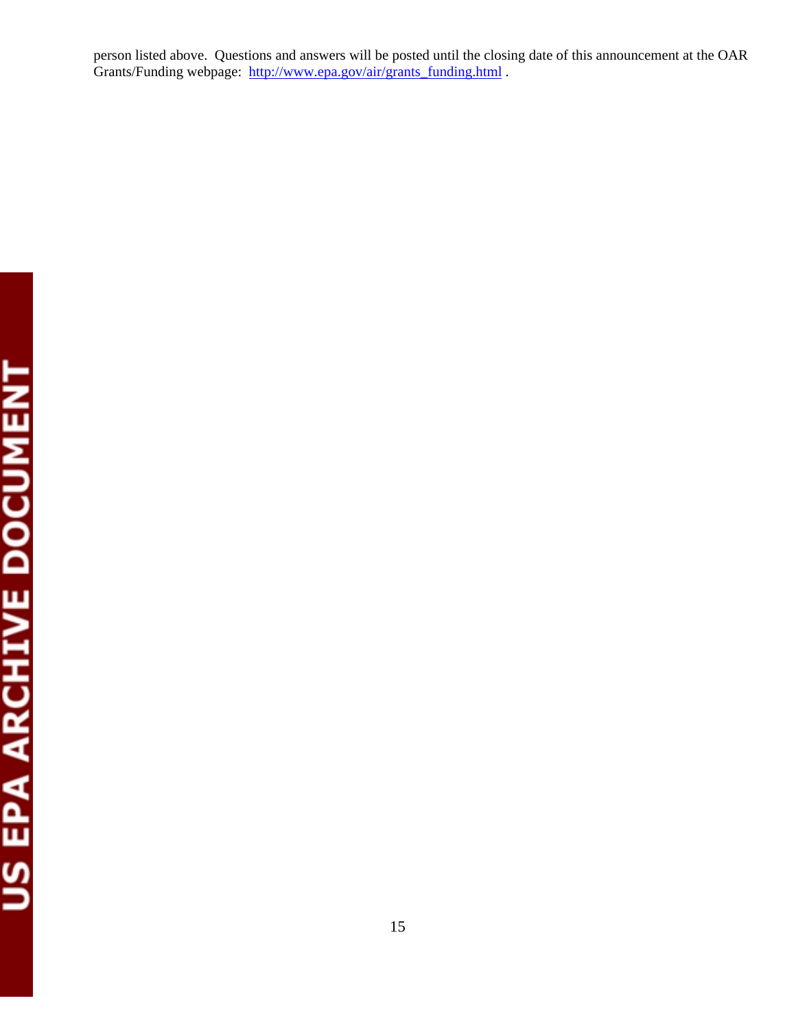person listed above. Questions and answers will be posted until the closing date of this announcement at the OAR Grants/Funding webpage: http://www.epa.gov/air/grants_funding.html .